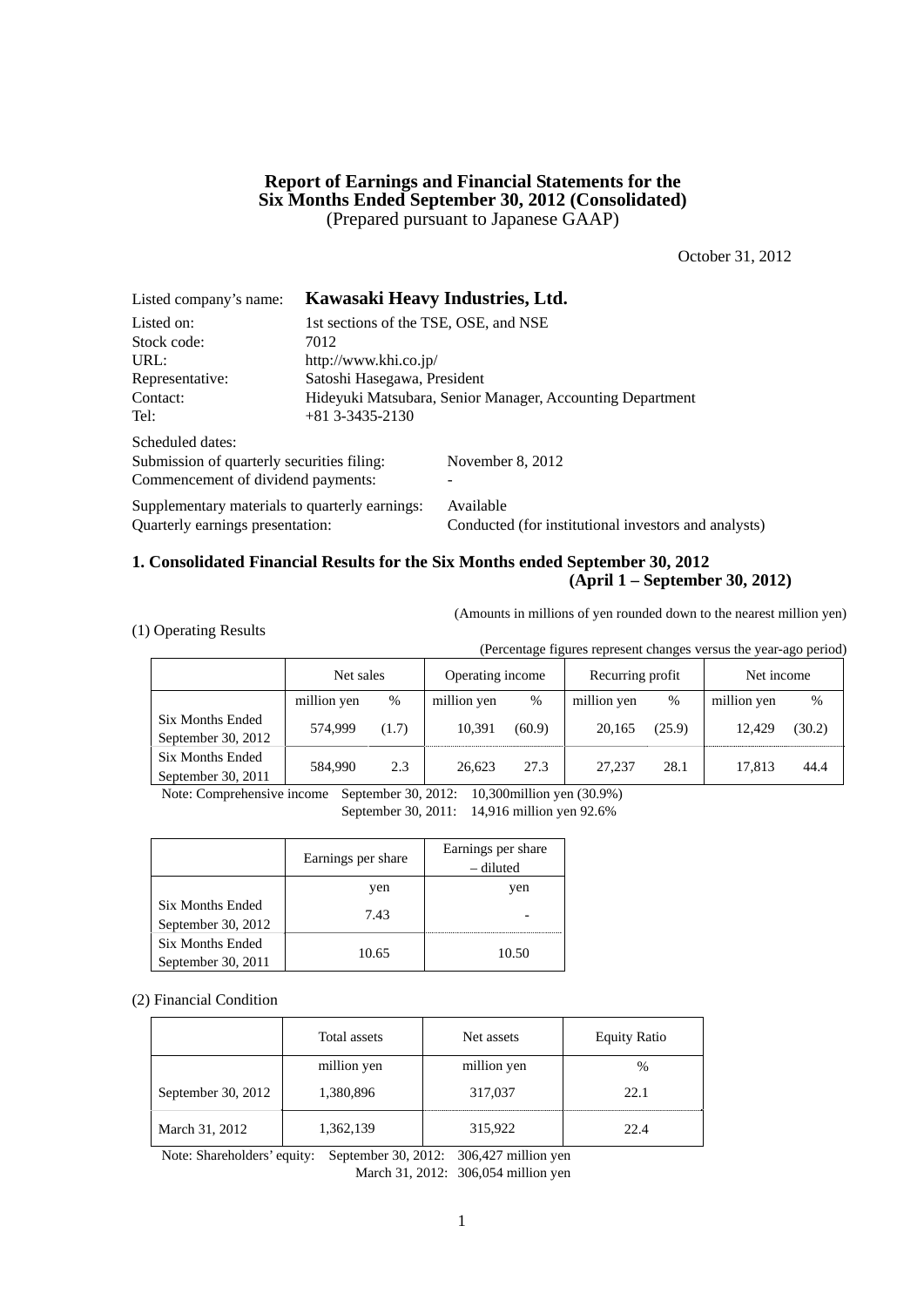# Report of Earnings and Financial Statements for the Six Months Ended September 30, 2012 (Consolidated)
(Prepared pursuant to Japanese GAAP)

October 31, 2012

Listed company's name: **Kawasaki Heavy Industries, Ltd.**
Listed on: 1st sections of the TSE, OSE, and NSE
Stock code: 7012
URL: http://www.khi.co.jp/
Representative: Satoshi Hasegawa, President
Contact: Hideyuki Matsubara, Senior Manager, Accounting Department
Tel: +81 3-3435-2130

Scheduled dates:
Submission of quarterly securities filing: November 8, 2012
Commencement of dividend payments: -

Supplementary materials to quarterly earnings: Available
Quarterly earnings presentation: Conducted (for institutional investors and analysts)

## 1. Consolidated Financial Results for the Six Months ended September 30, 2012 (April 1 – September 30, 2012)

(Amounts in millions of yen rounded down to the nearest million yen)

(1) Operating Results

(Percentage figures represent changes versus the year-ago period)

| | Net sales | | Operating income | | Recurring profit | | Net income | |
|---|---|---|---|---|---|---|---|---|
| | million yen | % | million yen | % | million yen | % | million yen | % |
| Six Months Ended September 30, 2012 | 574,999 | (1.7) | 10,391 | (60.9) | 20,165 | (25.9) | 12,429 | (30.2) |
| Six Months Ended September 30, 2011 | 584,990 | 2.3 | 26,623 | 27.3 | 27,237 | 28.1 | 17,813 | 44.4 |

Note: Comprehensive income September 30, 2012: 10,300million yen (30.9%)
September 30, 2011: 14,916 million yen 92.6%

| | Earnings per share | Earnings per share – diluted |
|---|---|---|
| | yen | yen |
| Six Months Ended September 30, 2012 | 7.43 | - |
| Six Months Ended September 30, 2011 | 10.65 | 10.50 |

(2) Financial Condition

| | Total assets | Net assets | Equity Ratio |
|---|---|---|---|
| | million yen | million yen | % |
| September 30, 2012 | 1,380,896 | 317,037 | 22.1 |
| March 31, 2012 | 1,362,139 | 315,922 | 22.4 |

Note: Shareholders' equity: September 30, 2012: 306,427 million yen
March 31, 2012: 306,054 million yen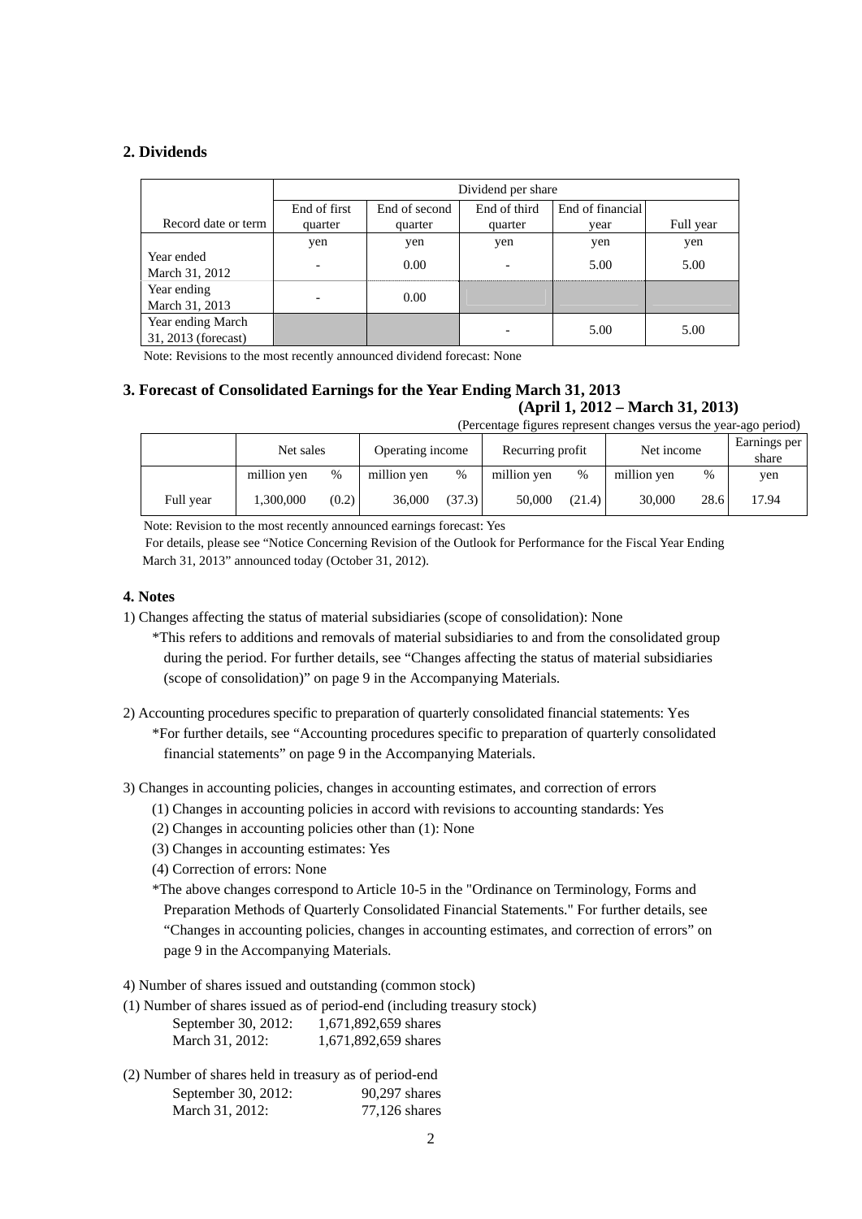## 2. Dividends

| Record date or term | Dividend per share | | | | |
|---|---|---|---|---|---|
| | End of first quarter | End of second quarter | End of third quarter | End of financial year | Full year |
| | yen | yen | yen | yen | yen |
| Year ended March 31, 2012 | - | 0.00 | - | 5.00 | 5.00 |
| Year ending March 31, 2013 | - | 0.00 | | | |
| Year ending March 31, 2013 (forecast) | | | - | 5.00 | 5.00 |

Note: Revisions to the most recently announced dividend forecast: None

## 3. Forecast of Consolidated Earnings for the Year Ending March 31, 2013

**(April 1, 2012 – March 31, 2013)**

(Percentage figures represent changes versus the year-ago period)

| | Net sales | | Operating income | | Recurring profit | | Net income | | Earnings per share |
|---|---|---|---|---|---|---|---|---|---|
| | million yen | % | million yen | % | million yen | % | million yen | % | yen |
| Full year | 1,300,000 | (0.2) | 36,000 | (37.3) | 50,000 | (21.4) | 30,000 | 28.6 | 17.94 |

Note: Revision to the most recently announced earnings forecast: Yes

For details, please see "Notice Concerning Revision of the Outlook for Performance for the Fiscal Year Ending March 31, 2013" announced today (October 31, 2012).

## 4. Notes

1) Changes affecting the status of material subsidiaries (scope of consolidation): None

*This refers to additions and removals of material subsidiaries to and from the consolidated group during the period. For further details, see "Changes affecting the status of material subsidiaries (scope of consolidation)" on page 9 in the Accompanying Materials.

2) Accounting procedures specific to preparation of quarterly consolidated financial statements: Yes

*For further details, see "Accounting procedures specific to preparation of quarterly consolidated financial statements" on page 9 in the Accompanying Materials.

3) Changes in accounting policies, changes in accounting estimates, and correction of errors

(1) Changes in accounting policies in accord with revisions to accounting standards: Yes

(2) Changes in accounting policies other than (1): None

(3) Changes in accounting estimates: Yes

(4) Correction of errors: None

*The above changes correspond to Article 10-5 in the "Ordinance on Terminology, Forms and Preparation Methods of Quarterly Consolidated Financial Statements." For further details, see "Changes in accounting policies, changes in accounting estimates, and correction of errors" on page 9 in the Accompanying Materials.

4) Number of shares issued and outstanding (common stock)

(1) Number of shares issued as of period-end (including treasury stock)

September 30, 2012: 1,671,892,659 shares
March 31, 2012: 1,671,892,659 shares

(2) Number of shares held in treasury as of period-end

September 30, 2012: 90,297 shares
March 31, 2012: 77,126 shares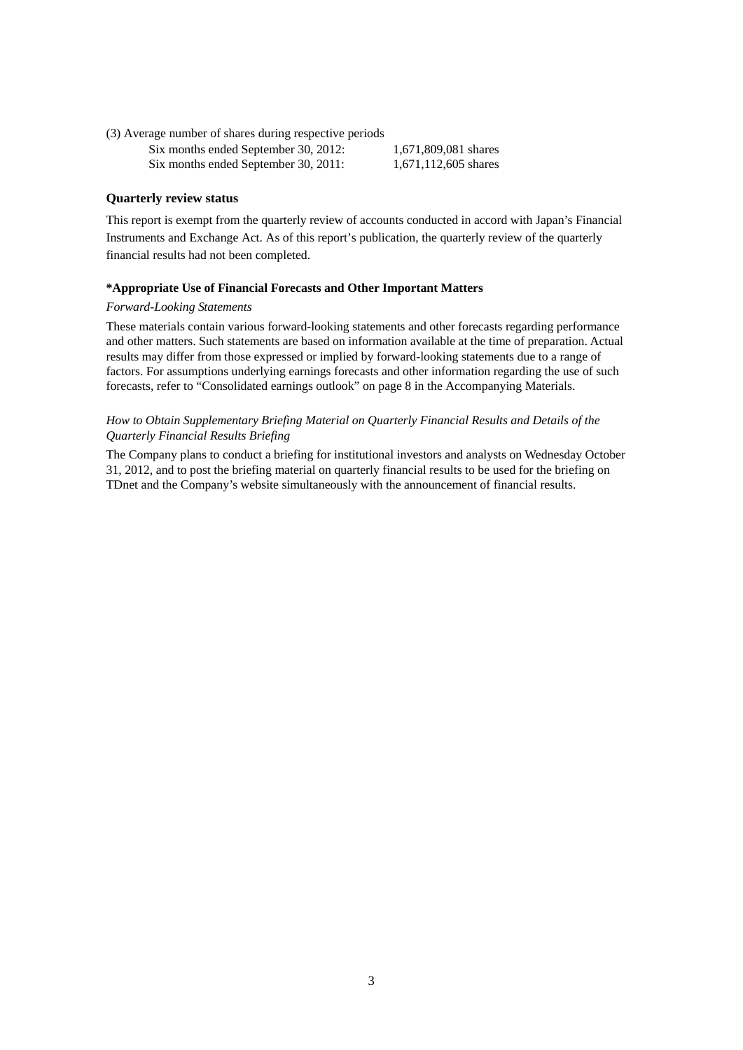(3) Average number of shares during respective periods

| | |
|---|---|
| Six months ended September 30, 2012: | 1,671,809,081 shares |
| Six months ended September 30, 2011: | 1,671,112,605 shares |

**Quarterly review status**

This report is exempt from the quarterly review of accounts conducted in accord with Japan's Financial Instruments and Exchange Act. As of this report's publication, the quarterly review of the quarterly financial results had not been completed.

**\*Appropriate Use of Financial Forecasts and Other Important Matters**

*Forward-Looking Statements*

These materials contain various forward-looking statements and other forecasts regarding performance and other matters. Such statements are based on information available at the time of preparation. Actual results may differ from those expressed or implied by forward-looking statements due to a range of factors. For assumptions underlying earnings forecasts and other information regarding the use of such forecasts, refer to "Consolidated earnings outlook" on page 8 in the Accompanying Materials.

*How to Obtain Supplementary Briefing Material on Quarterly Financial Results and Details of the Quarterly Financial Results Briefing*

The Company plans to conduct a briefing for institutional investors and analysts on Wednesday October 31, 2012, and to post the briefing material on quarterly financial results to be used for the briefing on TDnet and the Company's website simultaneously with the announcement of financial results.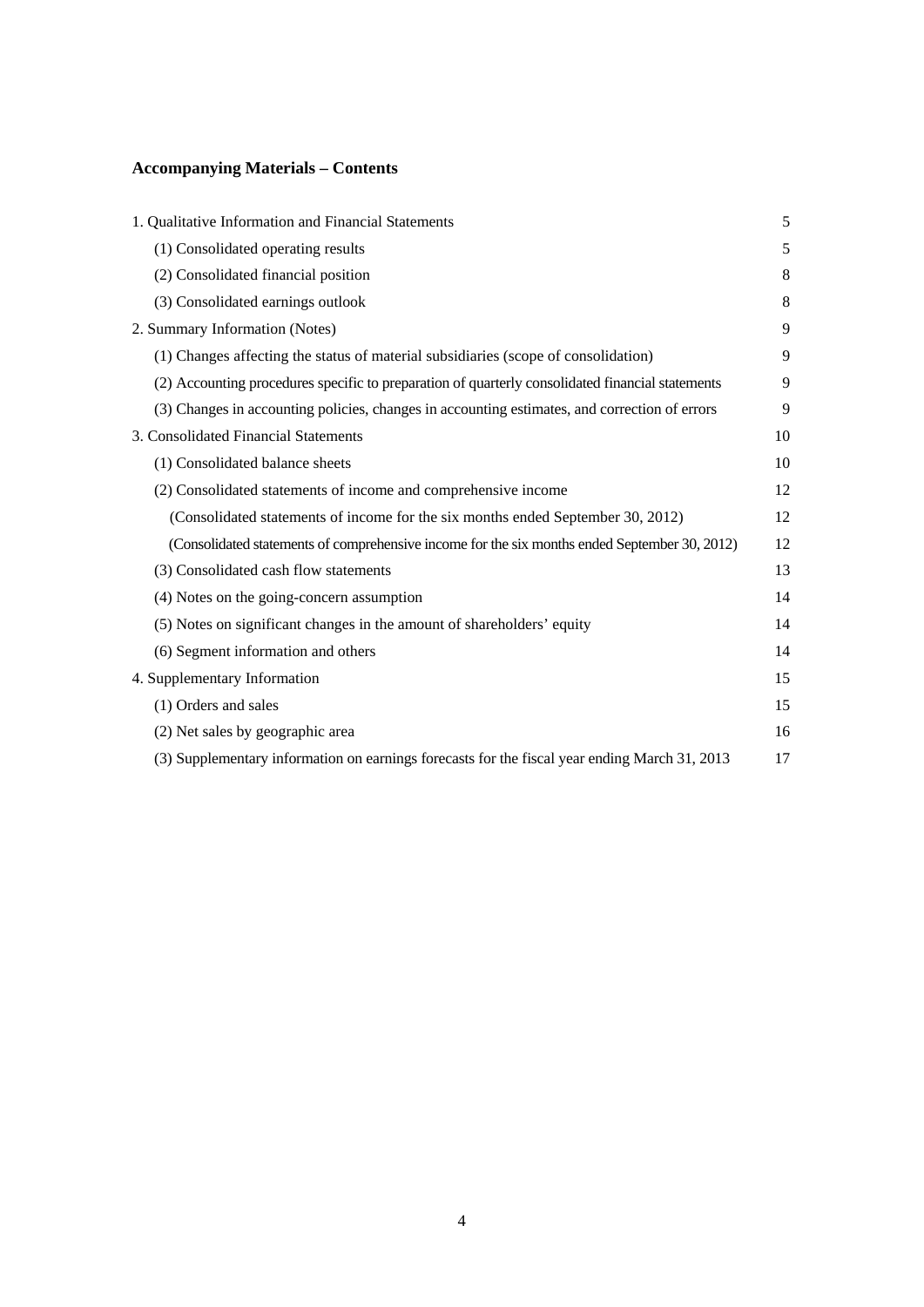**Accompanying Materials – Contents**

| | |
|---|---|
| 1. Qualitative Information and Financial Statements | 5 |
| (1) Consolidated operating results | 5 |
| (2) Consolidated financial position | 8 |
| (3) Consolidated earnings outlook | 8 |
| 2. Summary Information (Notes) | 9 |
| (1) Changes affecting the status of material subsidiaries (scope of consolidation) | 9 |
| (2) Accounting procedures specific to preparation of quarterly consolidated financial statements | 9 |
| (3) Changes in accounting policies, changes in accounting estimates, and correction of errors | 9 |
| 3. Consolidated Financial Statements | 10 |
| (1) Consolidated balance sheets | 10 |
| (2) Consolidated statements of income and comprehensive income | 12 |
| (Consolidated statements of income for the six months ended September 30, 2012) | 12 |
| (Consolidated statements of comprehensive income for the six months ended September 30, 2012) | 12 |
| (3) Consolidated cash flow statements | 13 |
| (4) Notes on the going-concern assumption | 14 |
| (5) Notes on significant changes in the amount of shareholders' equity | 14 |
| (6) Segment information and others | 14 |
| 4. Supplementary Information | 15 |
| (1) Orders and sales | 15 |
| (2) Net sales by geographic area | 16 |
| (3) Supplementary information on earnings forecasts for the fiscal year ending March 31, 2013 | 17 |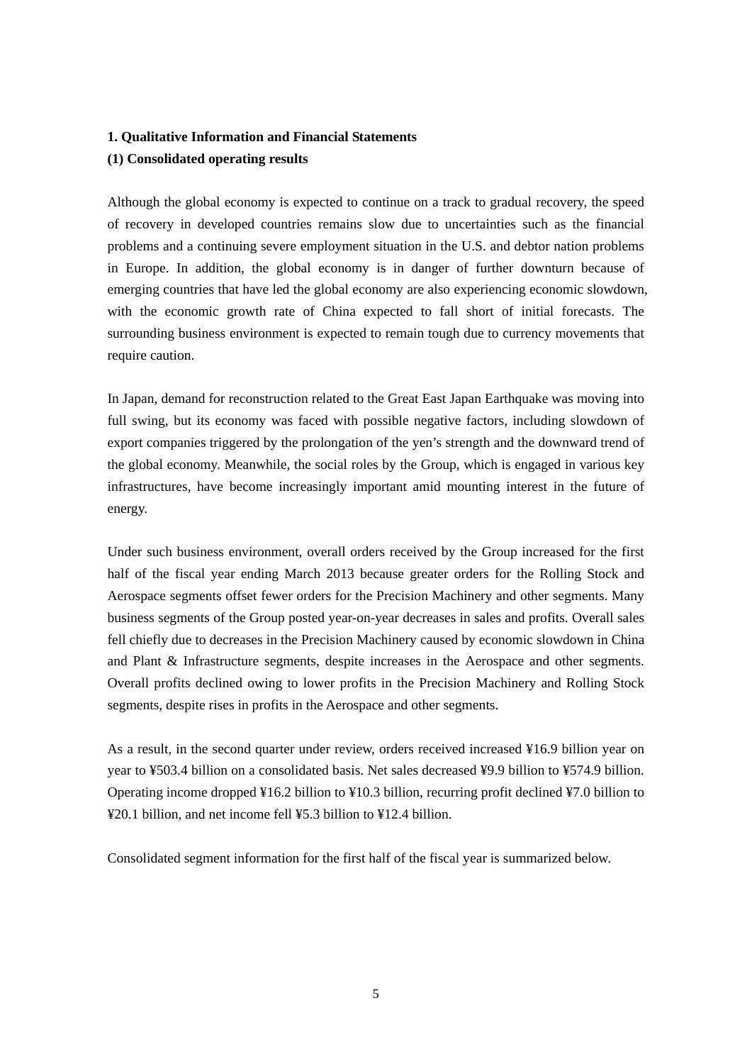## 1. Qualitative Information and Financial Statements

### (1) Consolidated operating results

Although the global economy is expected to continue on a track to gradual recovery, the speed of recovery in developed countries remains slow due to uncertainties such as the financial problems and a continuing severe employment situation in the U.S. and debtor nation problems in Europe. In addition, the global economy is in danger of further downturn because of emerging countries that have led the global economy are also experiencing economic slowdown, with the economic growth rate of China expected to fall short of initial forecasts. The surrounding business environment is expected to remain tough due to currency movements that require caution.

In Japan, demand for reconstruction related to the Great East Japan Earthquake was moving into full swing, but its economy was faced with possible negative factors, including slowdown of export companies triggered by the prolongation of the yen's strength and the downward trend of the global economy. Meanwhile, the social roles by the Group, which is engaged in various key infrastructures, have become increasingly important amid mounting interest in the future of energy.

Under such business environment, overall orders received by the Group increased for the first half of the fiscal year ending March 2013 because greater orders for the Rolling Stock and Aerospace segments offset fewer orders for the Precision Machinery and other segments. Many business segments of the Group posted year-on-year decreases in sales and profits. Overall sales fell chiefly due to decreases in the Precision Machinery caused by economic slowdown in China and Plant & Infrastructure segments, despite increases in the Aerospace and other segments. Overall profits declined owing to lower profits in the Precision Machinery and Rolling Stock segments, despite rises in profits in the Aerospace and other segments.

As a result, in the second quarter under review, orders received increased ¥16.9 billion year on year to ¥503.4 billion on a consolidated basis. Net sales decreased ¥9.9 billion to ¥574.9 billion. Operating income dropped ¥16.2 billion to ¥10.3 billion, recurring profit declined ¥7.0 billion to ¥20.1 billion, and net income fell ¥5.3 billion to ¥12.4 billion.

Consolidated segment information for the first half of the fiscal year is summarized below.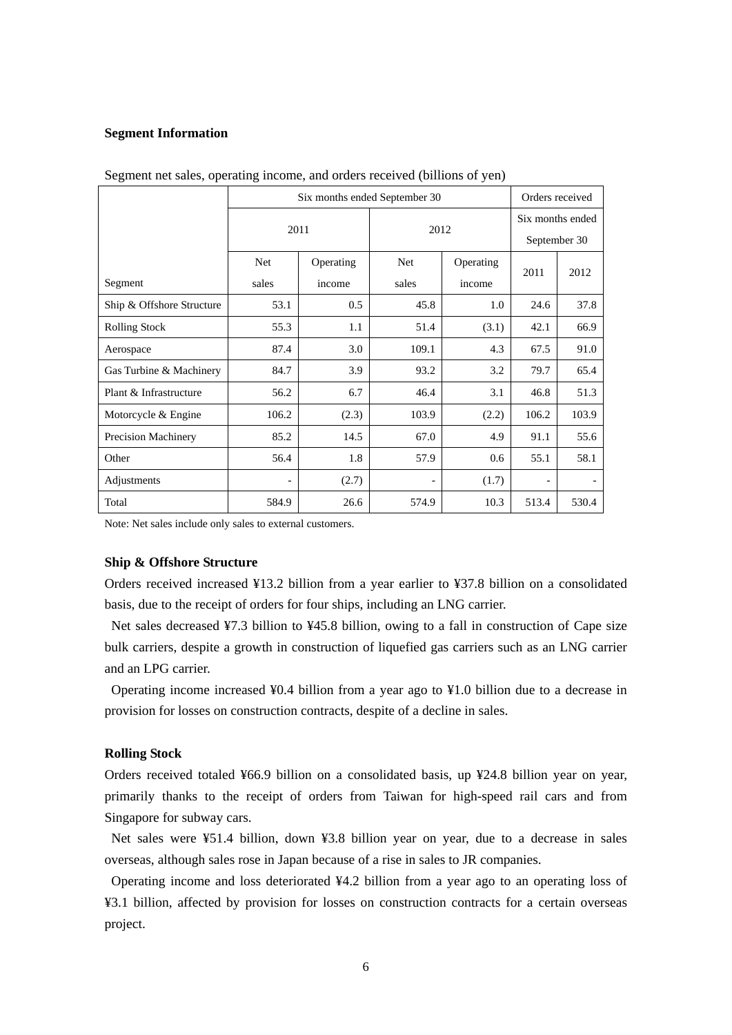### Segment Information

Segment net sales, operating income, and orders received (billions of yen)

| Segment | Six months ended September 30 | | | | Orders received | |
|---|---|---|---|---|---|---|
| | 2011 | | 2012 | | Six months ended September 30 | |
| | Net sales | Operating income | Net sales | Operating income | 2011 | 2012 |
| Ship & Offshore Structure | 53.1 | 0.5 | 45.8 | 1.0 | 24.6 | 37.8 |
| Rolling Stock | 55.3 | 1.1 | 51.4 | (3.1) | 42.1 | 66.9 |
| Aerospace | 87.4 | 3.0 | 109.1 | 4.3 | 67.5 | 91.0 |
| Gas Turbine & Machinery | 84.7 | 3.9 | 93.2 | 3.2 | 79.7 | 65.4 |
| Plant & Infrastructure | 56.2 | 6.7 | 46.4 | 3.1 | 46.8 | 51.3 |
| Motorcycle & Engine | 106.2 | (2.3) | 103.9 | (2.2) | 106.2 | 103.9 |
| Precision Machinery | 85.2 | 14.5 | 67.0 | 4.9 | 91.1 | 55.6 |
| Other | 56.4 | 1.8 | 57.9 | 0.6 | 55.1 | 58.1 |
| Adjustments | - | (2.7) | - | (1.7) | - | - |
| Total | 584.9 | 26.6 | 574.9 | 10.3 | 513.4 | 530.4 |

Note: Net sales include only sales to external customers.

#### Ship & Offshore Structure

Orders received increased ¥13.2 billion from a year earlier to ¥37.8 billion on a consolidated basis, due to the receipt of orders for four ships, including an LNG carrier.

Net sales decreased ¥7.3 billion to ¥45.8 billion, owing to a fall in construction of Cape size bulk carriers, despite a growth in construction of liquefied gas carriers such as an LNG carrier and an LPG carrier.

Operating income increased ¥0.4 billion from a year ago to ¥1.0 billion due to a decrease in provision for losses on construction contracts, despite of a decline in sales.

#### Rolling Stock

Orders received totaled ¥66.9 billion on a consolidated basis, up ¥24.8 billion year on year, primarily thanks to the receipt of orders from Taiwan for high-speed rail cars and from Singapore for subway cars.

Net sales were ¥51.4 billion, down ¥3.8 billion year on year, due to a decrease in sales overseas, although sales rose in Japan because of a rise in sales to JR companies.

Operating income and loss deteriorated ¥4.2 billion from a year ago to an operating loss of ¥3.1 billion, affected by provision for losses on construction contracts for a certain overseas project.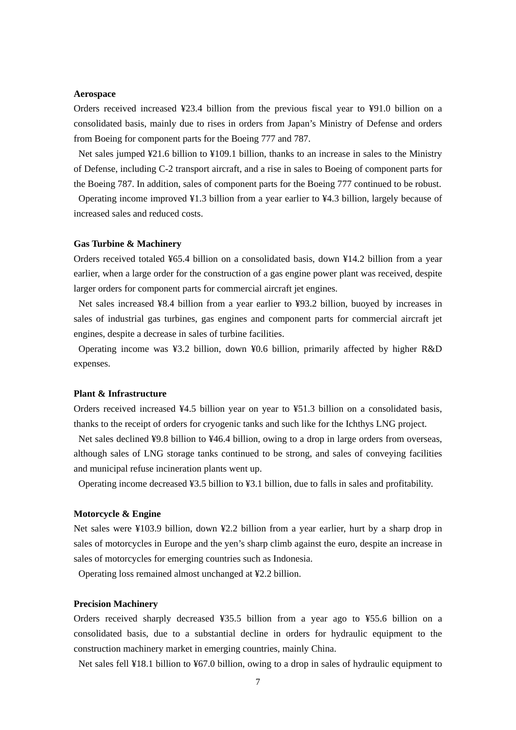**Aerospace**

Orders received increased ¥23.4 billion from the previous fiscal year to ¥91.0 billion on a consolidated basis, mainly due to rises in orders from Japan's Ministry of Defense and orders from Boeing for component parts for the Boeing 777 and 787.

Net sales jumped ¥21.6 billion to ¥109.1 billion, thanks to an increase in sales to the Ministry of Defense, including C-2 transport aircraft, and a rise in sales to Boeing of component parts for the Boeing 787. In addition, sales of component parts for the Boeing 777 continued to be robust.

Operating income improved ¥1.3 billion from a year earlier to ¥4.3 billion, largely because of increased sales and reduced costs.

**Gas Turbine & Machinery**

Orders received totaled ¥65.4 billion on a consolidated basis, down ¥14.2 billion from a year earlier, when a large order for the construction of a gas engine power plant was received, despite larger orders for component parts for commercial aircraft jet engines.

Net sales increased ¥8.4 billion from a year earlier to ¥93.2 billion, buoyed by increases in sales of industrial gas turbines, gas engines and component parts for commercial aircraft jet engines, despite a decrease in sales of turbine facilities.

Operating income was ¥3.2 billion, down ¥0.6 billion, primarily affected by higher R&D expenses.

**Plant & Infrastructure**

Orders received increased ¥4.5 billion year on year to ¥51.3 billion on a consolidated basis, thanks to the receipt of orders for cryogenic tanks and such like for the Ichthys LNG project.

Net sales declined ¥9.8 billion to ¥46.4 billion, owing to a drop in large orders from overseas, although sales of LNG storage tanks continued to be strong, and sales of conveying facilities and municipal refuse incineration plants went up.

Operating income decreased ¥3.5 billion to ¥3.1 billion, due to falls in sales and profitability.

**Motorcycle & Engine**

Net sales were ¥103.9 billion, down ¥2.2 billion from a year earlier, hurt by a sharp drop in sales of motorcycles in Europe and the yen's sharp climb against the euro, despite an increase in sales of motorcycles for emerging countries such as Indonesia.

Operating loss remained almost unchanged at ¥2.2 billion.

**Precision Machinery**

Orders received sharply decreased ¥35.5 billion from a year ago to ¥55.6 billion on a consolidated basis, due to a substantial decline in orders for hydraulic equipment to the construction machinery market in emerging countries, mainly China.

Net sales fell ¥18.1 billion to ¥67.0 billion, owing to a drop in sales of hydraulic equipment to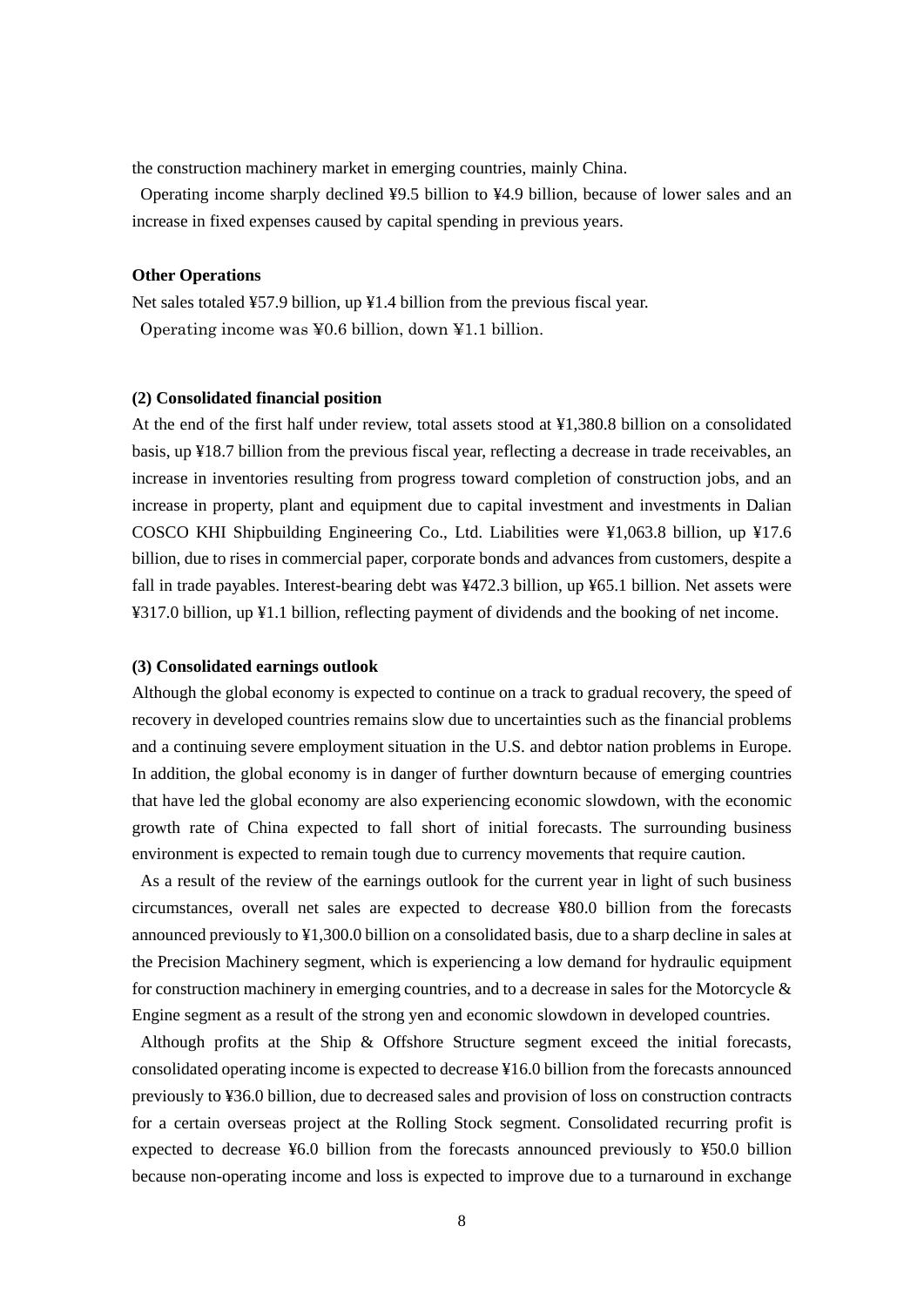the construction machinery market in emerging countries, mainly China.

Operating income sharply declined ¥9.5 billion to ¥4.9 billion, because of lower sales and an increase in fixed expenses caused by capital spending in previous years.

**Other Operations**

Net sales totaled ¥57.9 billion, up ¥1.4 billion from the previous fiscal year.

Operating income was ¥0.6 billion, down ¥1.1 billion.

**(2) Consolidated financial position**

At the end of the first half under review, total assets stood at ¥1,380.8 billion on a consolidated basis, up ¥18.7 billion from the previous fiscal year, reflecting a decrease in trade receivables, an increase in inventories resulting from progress toward completion of construction jobs, and an increase in property, plant and equipment due to capital investment and investments in Dalian COSCO KHI Shipbuilding Engineering Co., Ltd. Liabilities were ¥1,063.8 billion, up ¥17.6 billion, due to rises in commercial paper, corporate bonds and advances from customers, despite a fall in trade payables. Interest-bearing debt was ¥472.3 billion, up ¥65.1 billion. Net assets were ¥317.0 billion, up ¥1.1 billion, reflecting payment of dividends and the booking of net income.

**(3) Consolidated earnings outlook**

Although the global economy is expected to continue on a track to gradual recovery, the speed of recovery in developed countries remains slow due to uncertainties such as the financial problems and a continuing severe employment situation in the U.S. and debtor nation problems in Europe. In addition, the global economy is in danger of further downturn because of emerging countries that have led the global economy are also experiencing economic slowdown, with the economic growth rate of China expected to fall short of initial forecasts. The surrounding business environment is expected to remain tough due to currency movements that require caution.

As a result of the review of the earnings outlook for the current year in light of such business circumstances, overall net sales are expected to decrease ¥80.0 billion from the forecasts announced previously to ¥1,300.0 billion on a consolidated basis, due to a sharp decline in sales at the Precision Machinery segment, which is experiencing a low demand for hydraulic equipment for construction machinery in emerging countries, and to a decrease in sales for the Motorcycle & Engine segment as a result of the strong yen and economic slowdown in developed countries.

Although profits at the Ship & Offshore Structure segment exceed the initial forecasts, consolidated operating income is expected to decrease ¥16.0 billion from the forecasts announced previously to ¥36.0 billion, due to decreased sales and provision of loss on construction contracts for a certain overseas project at the Rolling Stock segment. Consolidated recurring profit is expected to decrease ¥6.0 billion from the forecasts announced previously to ¥50.0 billion because non-operating income and loss is expected to improve due to a turnaround in exchange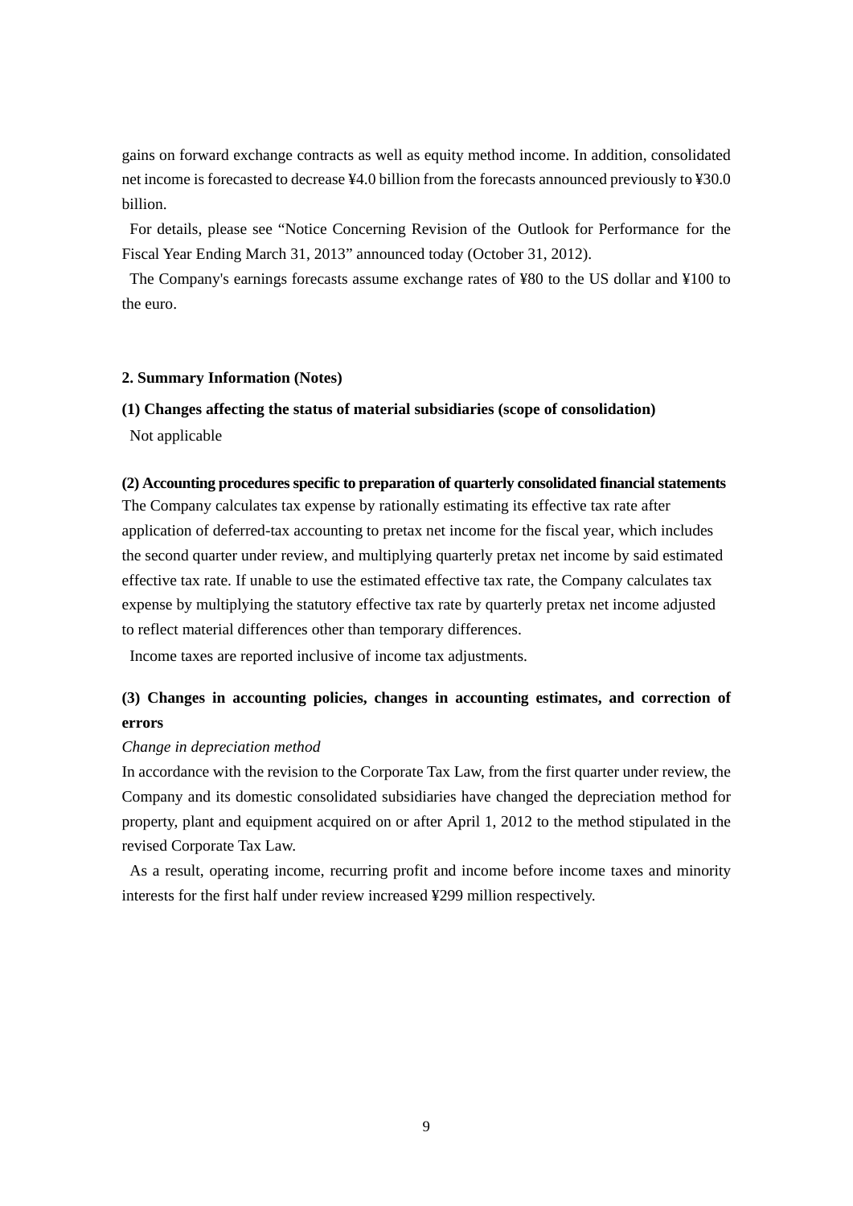gains on forward exchange contracts as well as equity method income. In addition, consolidated net income is forecasted to decrease ¥4.0 billion from the forecasts announced previously to ¥30.0 billion.

For details, please see "Notice Concerning Revision of the Outlook for Performance for the Fiscal Year Ending March 31, 2013" announced today (October 31, 2012).

The Company's earnings forecasts assume exchange rates of ¥80 to the US dollar and ¥100 to the euro.

## 2. Summary Information (Notes)

### (1) Changes affecting the status of material subsidiaries (scope of consolidation)

Not applicable

### (2) Accounting procedures specific to preparation of quarterly consolidated financial statements

The Company calculates tax expense by rationally estimating its effective tax rate after application of deferred-tax accounting to pretax net income for the fiscal year, which includes the second quarter under review, and multiplying quarterly pretax net income by said estimated effective tax rate. If unable to use the estimated effective tax rate, the Company calculates tax expense by multiplying the statutory effective tax rate by quarterly pretax net income adjusted to reflect material differences other than temporary differences.

Income taxes are reported inclusive of income tax adjustments.

### (3) Changes in accounting policies, changes in accounting estimates, and correction of errors

*Change in depreciation method*

In accordance with the revision to the Corporate Tax Law, from the first quarter under review, the Company and its domestic consolidated subsidiaries have changed the depreciation method for property, plant and equipment acquired on or after April 1, 2012 to the method stipulated in the revised Corporate Tax Law.

As a result, operating income, recurring profit and income before income taxes and minority interests for the first half under review increased ¥299 million respectively.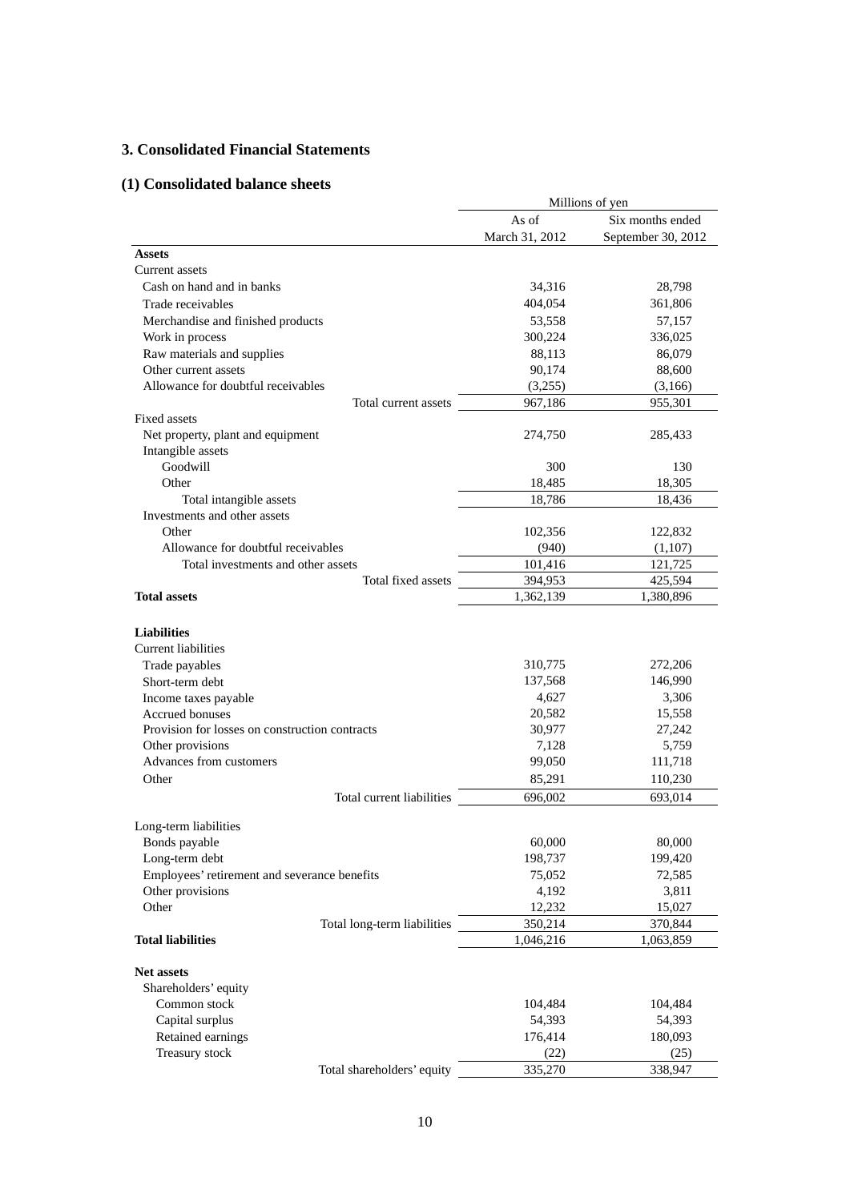## 3. Consolidated Financial Statements

### (1) Consolidated balance sheets

| | Millions of yen | |
|---|---|---|
| | As of March 31, 2012 | Six months ended September 30, 2012 |
| **Assets** | | |
| Current assets | | |
| Cash on hand and in banks | 34,316 | 28,798 |
| Trade receivables | 404,054 | 361,806 |
| Merchandise and finished products | 53,558 | 57,157 |
| Work in process | 300,224 | 336,025 |
| Raw materials and supplies | 88,113 | 86,079 |
| Other current assets | 90,174 | 88,600 |
| Allowance for doubtful receivables | (3,255) | (3,166) |
| Total current assets | 967,186 | 955,301 |
| Fixed assets | | |
| Net property, plant and equipment | 274,750 | 285,433 |
| Intangible assets | | |
| Goodwill | 300 | 130 |
| Other | 18,485 | 18,305 |
| Total intangible assets | 18,786 | 18,436 |
| Investments and other assets | | |
| Other | 102,356 | 122,832 |
| Allowance for doubtful receivables | (940) | (1,107) |
| Total investments and other assets | 101,416 | 121,725 |
| Total fixed assets | 394,953 | 425,594 |
| **Total assets** | 1,362,139 | 1,380,896 |
| **Liabilities** | | |
| Current liabilities | | |
| Trade payables | 310,775 | 272,206 |
| Short-term debt | 137,568 | 146,990 |
| Income taxes payable | 4,627 | 3,306 |
| Accrued bonuses | 20,582 | 15,558 |
| Provision for losses on construction contracts | 30,977 | 27,242 |
| Other provisions | 7,128 | 5,759 |
| Advances from customers | 99,050 | 111,718 |
| Other | 85,291 | 110,230 |
| Total current liabilities | 696,002 | 693,014 |
| Long-term liabilities | | |
| Bonds payable | 60,000 | 80,000 |
| Long-term debt | 198,737 | 199,420 |
| Employees' retirement and severance benefits | 75,052 | 72,585 |
| Other provisions | 4,192 | 3,811 |
| Other | 12,232 | 15,027 |
| Total long-term liabilities | 350,214 | 370,844 |
| **Total liabilities** | 1,046,216 | 1,063,859 |
| **Net assets** | | |
| Shareholders' equity | | |
| Common stock | 104,484 | 104,484 |
| Capital surplus | 54,393 | 54,393 |
| Retained earnings | 176,414 | 180,093 |
| Treasury stock | (22) | (25) |
| Total shareholders' equity | 335,270 | 338,947 |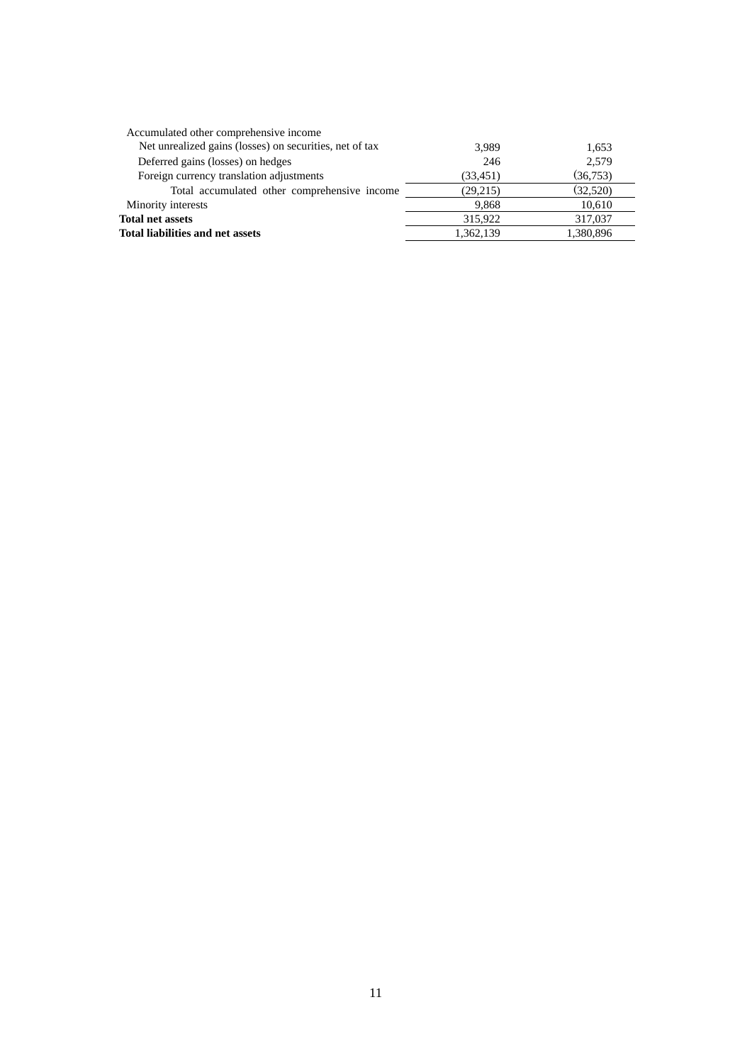| | | |
|---|---|---|
| Accumulated other comprehensive income | | |
| Net unrealized gains (losses) on securities, net of tax | 3,989 | 1,653 |
| Deferred gains (losses) on hedges | 246 | 2,579 |
| Foreign currency translation adjustments | (33,451) | (36,753) |
| Total accumulated other comprehensive income | (29,215) | (32,520) |
| Minority interests | 9,868 | 10,610 |
| **Total net assets** | 315,922 | 317,037 |
| **Total liabilities and net assets** | 1,362,139 | 1,380,896 |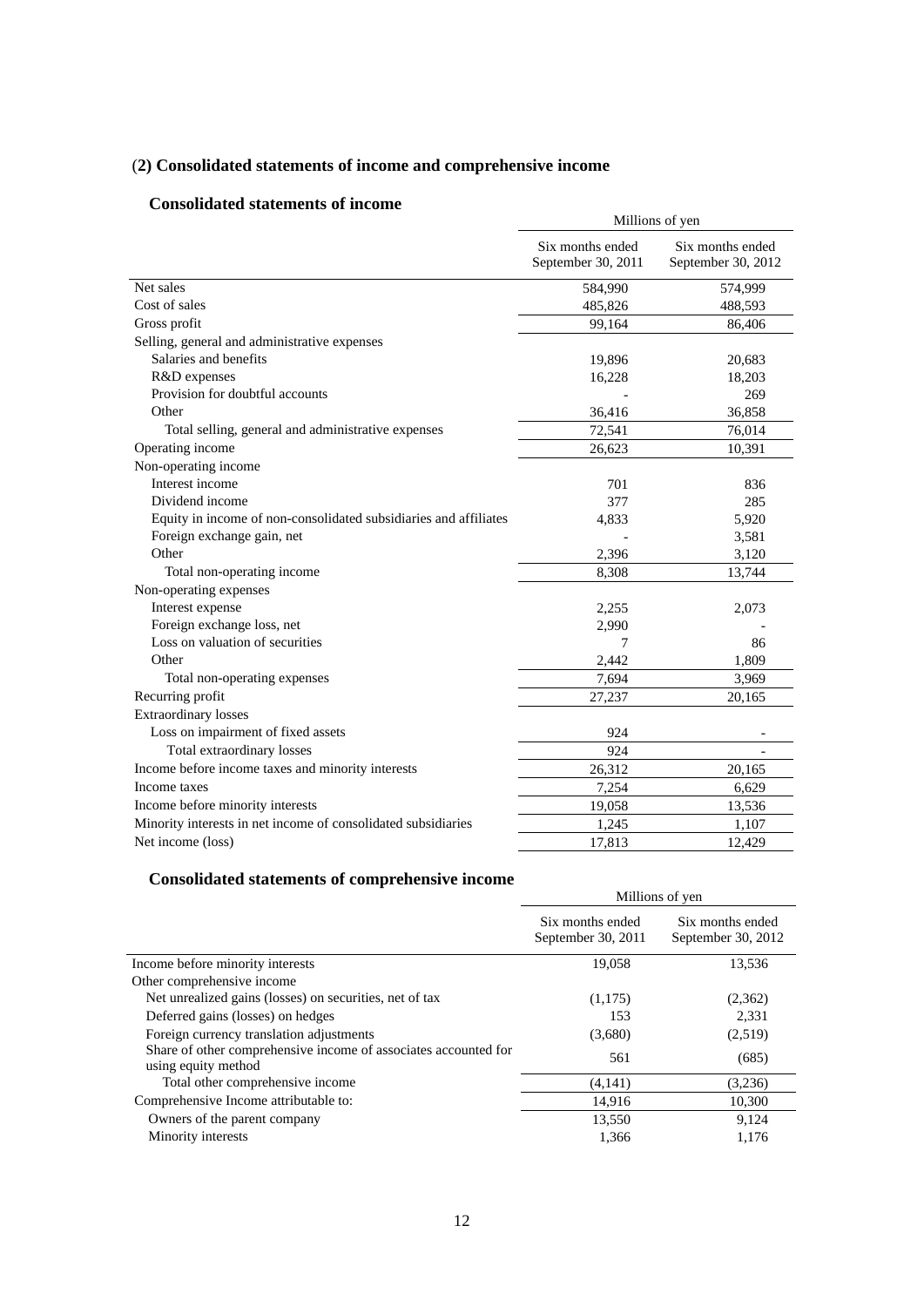## (2) Consolidated statements of income and comprehensive income

### Consolidated statements of income

| | Millions of yen | |
|---|---|---|
| | Six months ended September 30, 2011 | Six months ended September 30, 2012 |
| Net sales | 584,990 | 574,999 |
| Cost of sales | 485,826 | 488,593 |
| Gross profit | 99,164 | 86,406 |
| Selling, general and administrative expenses | | |
| Salaries and benefits | 19,896 | 20,683 |
| R&D expenses | 16,228 | 18,203 |
| Provision for doubtful accounts | - | 269 |
| Other | 36,416 | 36,858 |
| Total selling, general and administrative expenses | 72,541 | 76,014 |
| Operating income | 26,623 | 10,391 |
| Non-operating income | | |
| Interest income | 701 | 836 |
| Dividend income | 377 | 285 |
| Equity in income of non-consolidated subsidiaries and affiliates | 4,833 | 5,920 |
| Foreign exchange gain, net | - | 3,581 |
| Other | 2,396 | 3,120 |
| Total non-operating income | 8,308 | 13,744 |
| Non-operating expenses | | |
| Interest expense | 2,255 | 2,073 |
| Foreign exchange loss, net | 2,990 | - |
| Loss on valuation of securities | 7 | 86 |
| Other | 2,442 | 1,809 |
| Total non-operating expenses | 7,694 | 3,969 |
| Recurring profit | 27,237 | 20,165 |
| Extraordinary losses | | |
| Loss on impairment of fixed assets | 924 | - |
| Total extraordinary losses | 924 | - |
| Income before income taxes and minority interests | 26,312 | 20,165 |
| Income taxes | 7,254 | 6,629 |
| Income before minority interests | 19,058 | 13,536 |
| Minority interests in net income of consolidated subsidiaries | 1,245 | 1,107 |
| Net income (loss) | 17,813 | 12,429 |

### Consolidated statements of comprehensive income

| | Millions of yen | |
|---|---|---|
| | Six months ended September 30, 2011 | Six months ended September 30, 2012 |
| Income before minority interests | 19,058 | 13,536 |
| Other comprehensive income | | |
| Net unrealized gains (losses) on securities, net of tax | (1,175) | (2,362) |
| Deferred gains (losses) on hedges | 153 | 2,331 |
| Foreign currency translation adjustments | (3,680) | (2,519) |
| Share of other comprehensive income of associates accounted for using equity method | 561 | (685) |
| Total other comprehensive income | (4,141) | (3,236) |
| Comprehensive Income attributable to: | 14,916 | 10,300 |
| Owners of the parent company | 13,550 | 9,124 |
| Minority interests | 1,366 | 1,176 |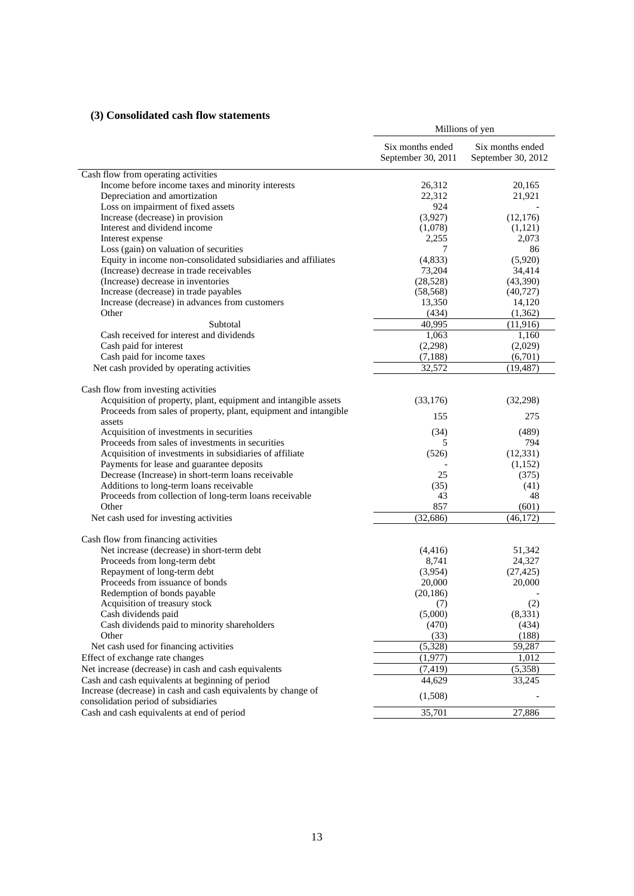### (3) Consolidated cash flow statements

| | Millions of yen | |
|---|---|---|
| | Six months ended September 30, 2011 | Six months ended September 30, 2012 |
| Cash flow from operating activities | | |
| Income before income taxes and minority interests | 26,312 | 20,165 |
| Depreciation and amortization | 22,312 | 21,921 |
| Loss on impairment of fixed assets | 924 | - |
| Increase (decrease) in provision | (3,927) | (12,176) |
| Interest and dividend income | (1,078) | (1,121) |
| Interest expense | 2,255 | 2,073 |
| Loss (gain) on valuation of securities | 7 | 86 |
| Equity in income non-consolidated subsidiaries and affiliates | (4,833) | (5,920) |
| (Increase) decrease in trade receivables | 73,204 | 34,414 |
| (Increase) decrease in inventories | (28,528) | (43,390) |
| Increase (decrease) in trade payables | (58,568) | (40,727) |
| Increase (decrease) in advances from customers | 13,350 | 14,120 |
| Other | (434) | (1,362) |
| Subtotal | 40,995 | (11,916) |
| Cash received for interest and dividends | 1,063 | 1,160 |
| Cash paid for interest | (2,298) | (2,029) |
| Cash paid for income taxes | (7,188) | (6,701) |
| Net cash provided by operating activities | 32,572 | (19,487) |
| Cash flow from investing activities | | |
| Acquisition of property, plant, equipment and intangible assets | (33,176) | (32,298) |
| Proceeds from sales of property, plant, equipment and intangible assets | 155 | 275 |
| Acquisition of investments in securities | (34) | (489) |
| Proceeds from sales of investments in securities | 5 | 794 |
| Acquisition of investments in subsidiaries of affiliate | (526) | (12,331) |
| Payments for lease and guarantee deposits | - | (1,152) |
| Decrease (Increase) in short-term loans receivable | 25 | (375) |
| Additions to long-term loans receivable | (35) | (41) |
| Proceeds from collection of long-term loans receivable | 43 | 48 |
| Other | 857 | (601) |
| Net cash used for investing activities | (32,686) | (46,172) |
| Cash flow from financing activities | | |
| Net increase (decrease) in short-term debt | (4,416) | 51,342 |
| Proceeds from long-term debt | 8,741 | 24,327 |
| Repayment of long-term debt | (3,954) | (27,425) |
| Proceeds from issuance of bonds | 20,000 | 20,000 |
| Redemption of bonds payable | (20,186) | - |
| Acquisition of treasury stock | (7) | (2) |
| Cash dividends paid | (5,000) | (8,331) |
| Cash dividends paid to minority shareholders | (470) | (434) |
| Other | (33) | (188) |
| Net cash used for financing activities | (5,328) | 59,287 |
| Effect of exchange rate changes | (1,977) | 1,012 |
| Net increase (decrease) in cash and cash equivalents | (7,419) | (5,358) |
| Cash and cash equivalents at beginning of period | 44,629 | 33,245 |
| Increase (decrease) in cash and cash equivalents by change of consolidation period of subsidiaries | (1,508) | - |
| Cash and cash equivalents at end of period | 35,701 | 27,886 |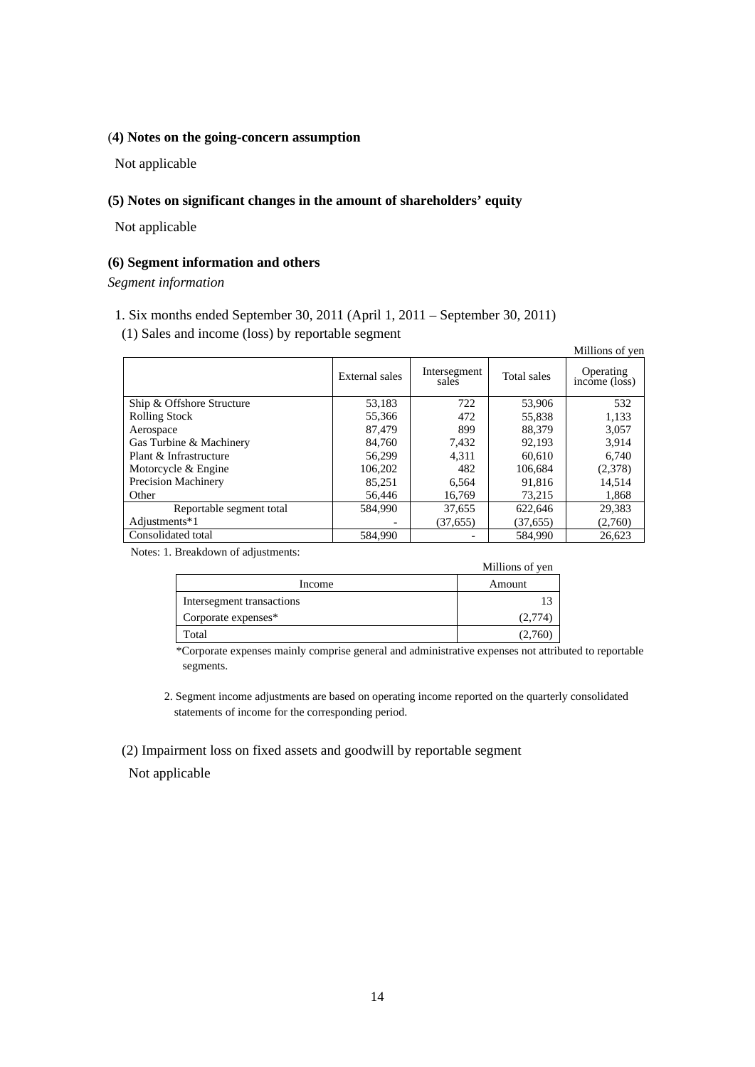### (4) Notes on the going-concern assumption

Not applicable

### (5) Notes on significant changes in the amount of shareholders' equity

Not applicable

### (6) Segment information and others

*Segment information*

1. Six months ended September 30, 2011 (April 1, 2011 – September 30, 2011)

(1) Sales and income (loss) by reportable segment

Millions of yen

| | External sales | Intersegment sales | Total sales | Operating income (loss) |
|---|---|---|---|---|
| Ship & Offshore Structure | 53,183 | 722 | 53,906 | 532 |
| Rolling Stock | 55,366 | 472 | 55,838 | 1,133 |
| Aerospace | 87,479 | 899 | 88,379 | 3,057 |
| Gas Turbine & Machinery | 84,760 | 7,432 | 92,193 | 3,914 |
| Plant & Infrastructure | 56,299 | 4,311 | 60,610 | 6,740 |
| Motorcycle & Engine | 106,202 | 482 | 106,684 | (2,378) |
| Precision Machinery | 85,251 | 6,564 | 91,816 | 14,514 |
| Other | 56,446 | 16,769 | 73,215 | 1,868 |
| Reportable segment total | 584,990 | 37,655 | 622,646 | 29,383 |
| Adjustments*1 | - | (37,655) | (37,655) | (2,760) |
| Consolidated total | 584,990 | - | 584,990 | 26,623 |

Notes: 1. Breakdown of adjustments:

Millions of yen

| Income | Amount |
|---|---|
| Intersegment transactions | 13 |
| Corporate expenses* | (2,774) |
| Total | (2,760) |

*Corporate expenses mainly comprise general and administrative expenses not attributed to reportable segments.

2. Segment income adjustments are based on operating income reported on the quarterly consolidated statements of income for the corresponding period.

(2) Impairment loss on fixed assets and goodwill by reportable segment

Not applicable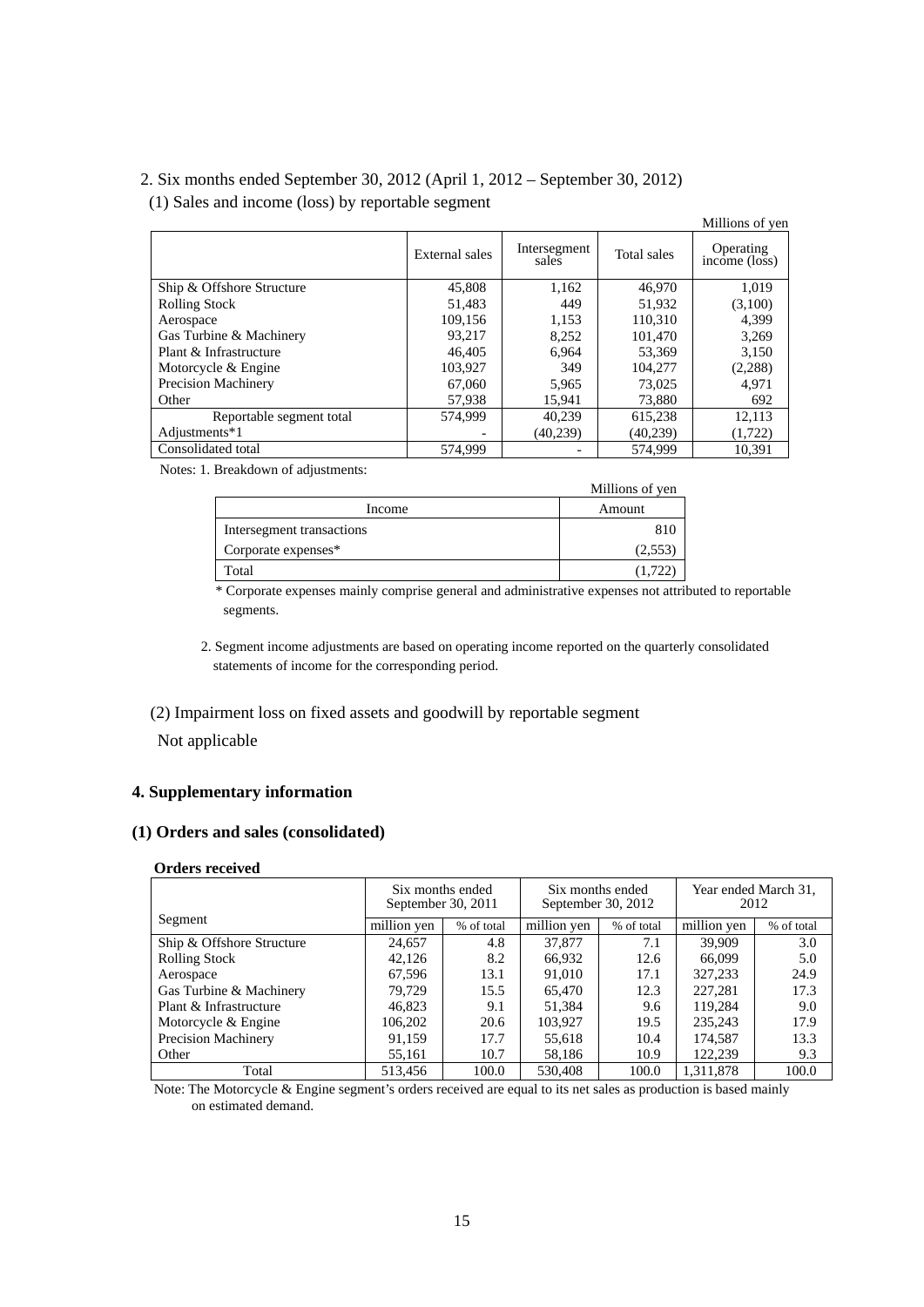2. Six months ended September 30, 2012 (April 1, 2012 – September 30, 2012)

(1) Sales and income (loss) by reportable segment

Millions of yen

| | External sales | Intersegment sales | Total sales | Operating income (loss) |
|---|---|---|---|---|
| Ship & Offshore Structure | 45,808 | 1,162 | 46,970 | 1,019 |
| Rolling Stock | 51,483 | 449 | 51,932 | (3,100) |
| Aerospace | 109,156 | 1,153 | 110,310 | 4,399 |
| Gas Turbine & Machinery | 93,217 | 8,252 | 101,470 | 3,269 |
| Plant & Infrastructure | 46,405 | 6,964 | 53,369 | 3,150 |
| Motorcycle & Engine | 103,927 | 349 | 104,277 | (2,288) |
| Precision Machinery | 67,060 | 5,965 | 73,025 | 4,971 |
| Other | 57,938 | 15,941 | 73,880 | 692 |
| Reportable segment total | 574,999 | 40,239 | 615,238 | 12,113 |
| Adjustments*1 | - | (40,239) | (40,239) | (1,722) |
| Consolidated total | 574,999 | - | 574,999 | 10,391 |

Notes: 1. Breakdown of adjustments:

Millions of yen

| Income | Amount |
|---|---|
| Intersegment transactions | 810 |
| Corporate expenses* | (2,553) |
| Total | (1,722) |

\* Corporate expenses mainly comprise general and administrative expenses not attributed to reportable segments.

2. Segment income adjustments are based on operating income reported on the quarterly consolidated statements of income for the corresponding period.

(2) Impairment loss on fixed assets and goodwill by reportable segment

Not applicable

## 4. Supplementary information

### (1) Orders and sales (consolidated)

**Orders received**

| Segment | Six months ended September 30, 2011 | | Six months ended September 30, 2012 | | Year ended March 31, 2012 | |
|---|---|---|---|---|---|---|
| | million yen | % of total | million yen | % of total | million yen | % of total |
| Ship & Offshore Structure | 24,657 | 4.8 | 37,877 | 7.1 | 39,909 | 3.0 |
| Rolling Stock | 42,126 | 8.2 | 66,932 | 12.6 | 66,099 | 5.0 |
| Aerospace | 67,596 | 13.1 | 91,010 | 17.1 | 327,233 | 24.9 |
| Gas Turbine & Machinery | 79,729 | 15.5 | 65,470 | 12.3 | 227,281 | 17.3 |
| Plant & Infrastructure | 46,823 | 9.1 | 51,384 | 9.6 | 119,284 | 9.0 |
| Motorcycle & Engine | 106,202 | 20.6 | 103,927 | 19.5 | 235,243 | 17.9 |
| Precision Machinery | 91,159 | 17.7 | 55,618 | 10.4 | 174,587 | 13.3 |
| Other | 55,161 | 10.7 | 58,186 | 10.9 | 122,239 | 9.3 |
| Total | 513,456 | 100.0 | 530,408 | 100.0 | 1,311,878 | 100.0 |

Note: The Motorcycle & Engine segment's orders received are equal to its net sales as production is based mainly on estimated demand.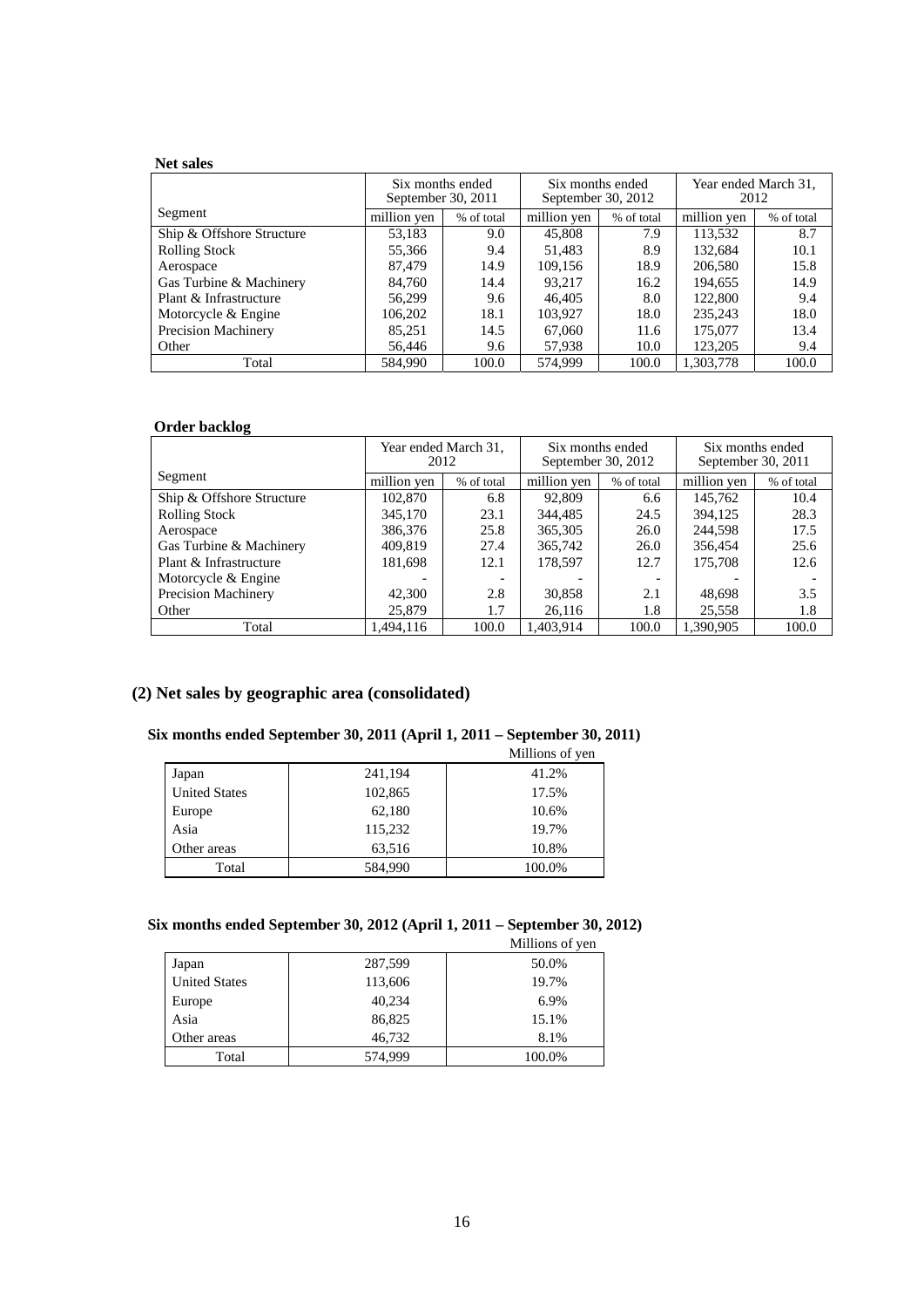**Net sales**

| Segment | Six months ended September 30, 2011 | | Six months ended September 30, 2012 | | Year ended March 31, 2012 | |
|---|---|---|---|---|---|---|
| | million yen | % of total | million yen | % of total | million yen | % of total |
| Ship & Offshore Structure | 53,183 | 9.0 | 45,808 | 7.9 | 113,532 | 8.7 |
| Rolling Stock | 55,366 | 9.4 | 51,483 | 8.9 | 132,684 | 10.1 |
| Aerospace | 87,479 | 14.9 | 109,156 | 18.9 | 206,580 | 15.8 |
| Gas Turbine & Machinery | 84,760 | 14.4 | 93,217 | 16.2 | 194,655 | 14.9 |
| Plant & Infrastructure | 56,299 | 9.6 | 46,405 | 8.0 | 122,800 | 9.4 |
| Motorcycle & Engine | 106,202 | 18.1 | 103,927 | 18.0 | 235,243 | 18.0 |
| Precision Machinery | 85,251 | 14.5 | 67,060 | 11.6 | 175,077 | 13.4 |
| Other | 56,446 | 9.6 | 57,938 | 10.0 | 123,205 | 9.4 |
| Total | 584,990 | 100.0 | 574,999 | 100.0 | 1,303,778 | 100.0 |

**Order backlog**

| Segment | Year ended March 31, 2012 | | Six months ended September 30, 2012 | | Six months ended September 30, 2011 | |
|---|---|---|---|---|---|---|
| | million yen | % of total | million yen | % of total | million yen | % of total |
| Ship & Offshore Structure | 102,870 | 6.8 | 92,809 | 6.6 | 145,762 | 10.4 |
| Rolling Stock | 345,170 | 23.1 | 344,485 | 24.5 | 394,125 | 28.3 |
| Aerospace | 386,376 | 25.8 | 365,305 | 26.0 | 244,598 | 17.5 |
| Gas Turbine & Machinery | 409,819 | 27.4 | 365,742 | 26.0 | 356,454 | 25.6 |
| Plant & Infrastructure | 181,698 | 12.1 | 178,597 | 12.7 | 175,708 | 12.6 |
| Motorcycle & Engine | - | - | - | - | - | - |
| Precision Machinery | 42,300 | 2.8 | 30,858 | 2.1 | 48,698 | 3.5 |
| Other | 25,879 | 1.7 | 26,116 | 1.8 | 25,558 | 1.8 |
| Total | 1,494,116 | 100.0 | 1,403,914 | 100.0 | 1,390,905 | 100.0 |

## (2) Net sales by geographic area (consolidated)

### Six months ended September 30, 2011 (April 1, 2011 – September 30, 2011)

Millions of yen

| | | |
|---|---|---|
| Japan | 241,194 | 41.2% |
| United States | 102,865 | 17.5% |
| Europe | 62,180 | 10.6% |
| Asia | 115,232 | 19.7% |
| Other areas | 63,516 | 10.8% |
| Total | 584,990 | 100.0% |

### Six months ended September 30, 2012 (April 1, 2011 – September 30, 2012)

Millions of yen

| | | |
|---|---|---|
| Japan | 287,599 | 50.0% |
| United States | 113,606 | 19.7% |
| Europe | 40,234 | 6.9% |
| Asia | 86,825 | 15.1% |
| Other areas | 46,732 | 8.1% |
| Total | 574,999 | 100.0% |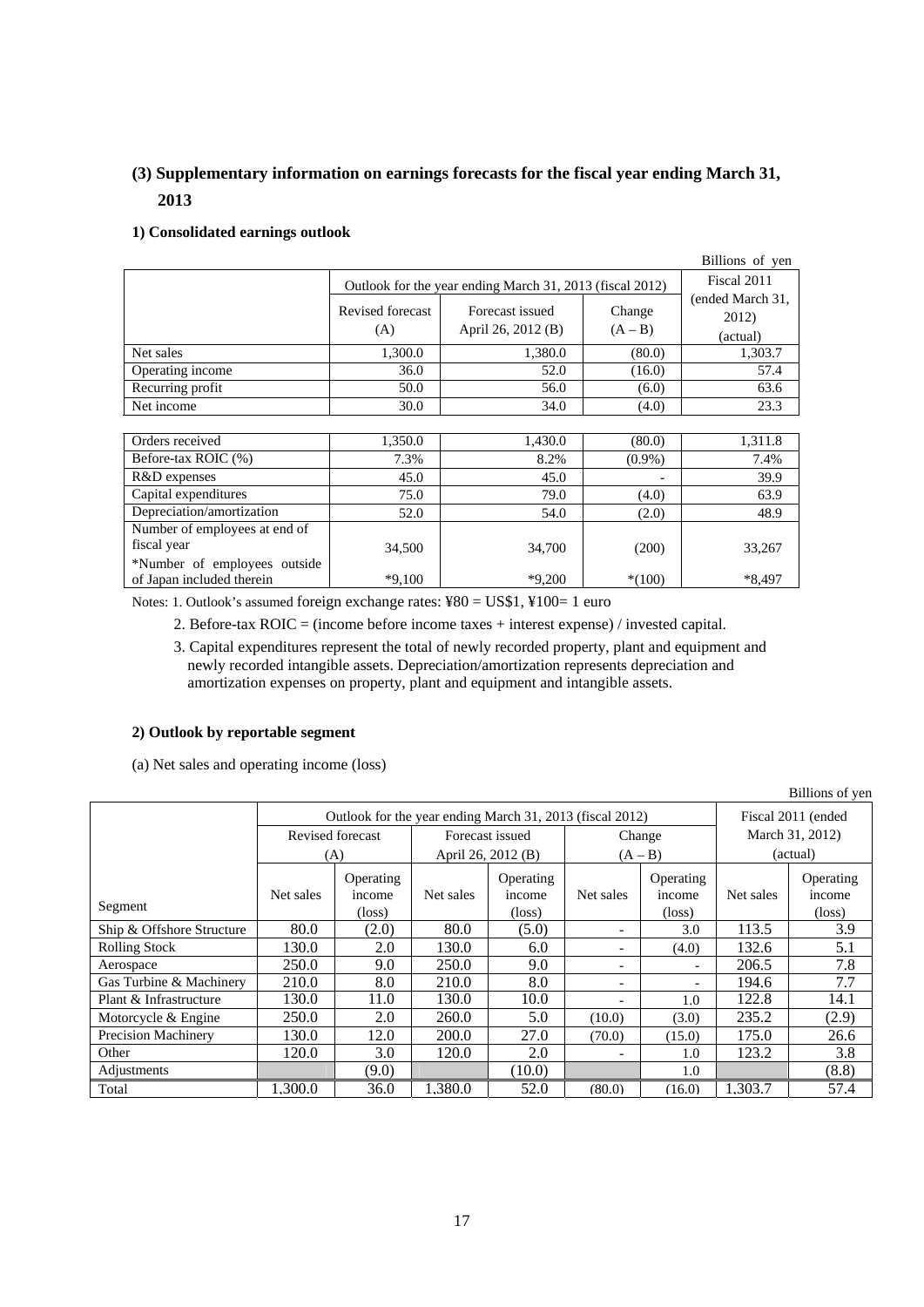## (3) Supplementary information on earnings forecasts for the fiscal year ending March 31, 2013

### 1) Consolidated earnings outlook

Billions of yen

| | Outlook for the year ending March 31, 2013 (fiscal 2012) | | | Fiscal 2011 (ended March 31, 2012) (actual) |
|---|---|---|---|---|
| | Revised forecast (A) | Forecast issued April 26, 2012 (B) | Change (A – B) | |
| Net sales | 1,300.0 | 1,380.0 | (80.0) | 1,303.7 |
| Operating income | 36.0 | 52.0 | (16.0) | 57.4 |
| Recurring profit | 50.0 | 56.0 | (6.0) | 63.6 |
| Net income | 30.0 | 34.0 | (4.0) | 23.3 |

| | | | | |
|---|---|---|---|---|
| Orders received | 1,350.0 | 1,430.0 | (80.0) | 1,311.8 |
| Before-tax ROIC (%) | 7.3% | 8.2% | (0.9%) | 7.4% |
| R&D expenses | 45.0 | 45.0 | - | 39.9 |
| Capital expenditures | 75.0 | 79.0 | (4.0) | 63.9 |
| Depreciation/amortization | 52.0 | 54.0 | (2.0) | 48.9 |
| Number of employees at end of fiscal year | 34,500 | 34,700 | (200) | 33,267 |
| *Number of employees outside of Japan included therein | *9,100 | *9,200 | *(100) | *8,497 |

Notes: 1. Outlook's assumed foreign exchange rates: ¥80 = US$1, ¥100= 1 euro

2. Before-tax ROIC = (income before income taxes + interest expense) / invested capital.

3. Capital expenditures represent the total of newly recorded property, plant and equipment and newly recorded intangible assets. Depreciation/amortization represents depreciation and amortization expenses on property, plant and equipment and intangible assets.

### 2) Outlook by reportable segment

(a) Net sales and operating income (loss)

Billions of yen

| | Outlook for the year ending March 31, 2013 (fiscal 2012) | | | | | | Fiscal 2011 (ended March 31, 2012) (actual) | |
|---|---|---|---|---|---|---|---|---|
| | Revised forecast (A) | | Forecast issued April 26, 2012 (B) | | Change (A – B) | | | |
| Segment | Net sales | Operating income (loss) | Net sales | Operating income (loss) | Net sales | Operating income (loss) | Net sales | Operating income (loss) |
| Ship & Offshore Structure | 80.0 | (2.0) | 80.0 | (5.0) | - | 3.0 | 113.5 | 3.9 |
| Rolling Stock | 130.0 | 2.0 | 130.0 | 6.0 | - | (4.0) | 132.6 | 5.1 |
| Aerospace | 250.0 | 9.0 | 250.0 | 9.0 | - | - | 206.5 | 7.8 |
| Gas Turbine & Machinery | 210.0 | 8.0 | 210.0 | 8.0 | - | - | 194.6 | 7.7 |
| Plant & Infrastructure | 130.0 | 11.0 | 130.0 | 10.0 | - | 1.0 | 122.8 | 14.1 |
| Motorcycle & Engine | 250.0 | 2.0 | 260.0 | 5.0 | (10.0) | (3.0) | 235.2 | (2.9) |
| Precision Machinery | 130.0 | 12.0 | 200.0 | 27.0 | (70.0) | (15.0) | 175.0 | 26.6 |
| Other | 120.0 | 3.0 | 120.0 | 2.0 | - | 1.0 | 123.2 | 3.8 |
| Adjustments | | (9.0) | | (10.0) | | 1.0 | | (8.8) |
| Total | 1,300.0 | 36.0 | 1,380.0 | 52.0 | (80.0) | (16.0) | 1,303.7 | 57.4 |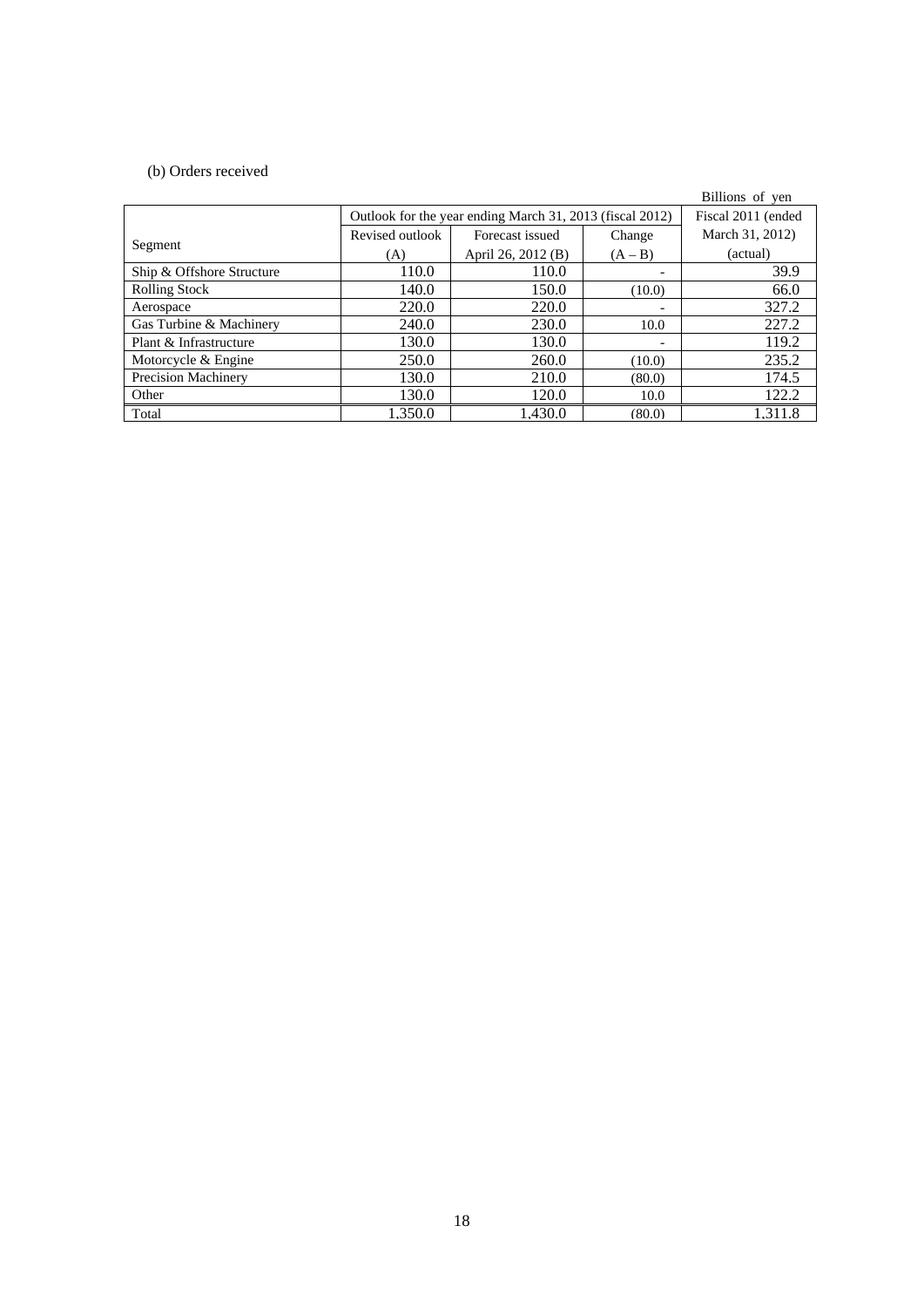(b) Orders received

Billions of yen

| Segment | Outlook for the year ending March 31, 2013 (fiscal 2012) | | | Fiscal 2011 (ended March 31, 2012) (actual) |
| --- | --- | --- | --- | --- |
| | Revised outlook (A) | Forecast issued April 26, 2012 (B) | Change (A – B) | |
| Ship & Offshore Structure | 110.0 | 110.0 | - | 39.9 |
| Rolling Stock | 140.0 | 150.0 | (10.0) | 66.0 |
| Aerospace | 220.0 | 220.0 | - | 327.2 |
| Gas Turbine & Machinery | 240.0 | 230.0 | 10.0 | 227.2 |
| Plant & Infrastructure | 130.0 | 130.0 | - | 119.2 |
| Motorcycle & Engine | 250.0 | 260.0 | (10.0) | 235.2 |
| Precision Machinery | 130.0 | 210.0 | (80.0) | 174.5 |
| Other | 130.0 | 120.0 | 10.0 | 122.2 |
| Total | 1,350.0 | 1,430.0 | (80.0) | 1,311.8 |